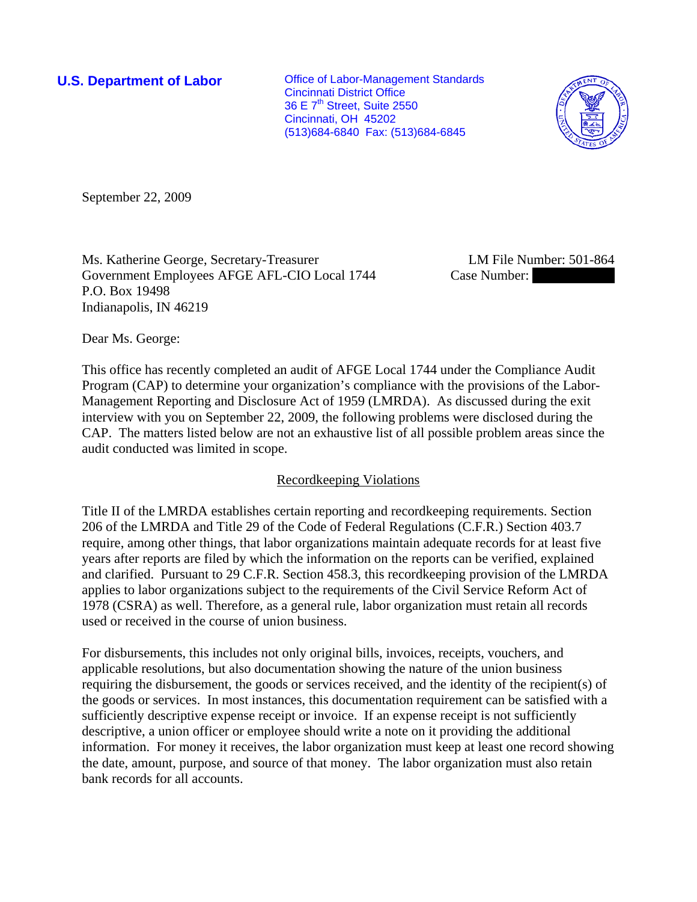**U.S. Department of Labor**

Office of Labor-Management Standards
Cincinnati District Office
36 E 7th Street, Suite 2550
Cincinnati, OH 45202
(513)684-6840 Fax: (513)684-6845

September 22, 2009

Ms. Katherine George, Secretary-Treasurer
Government Employees AFGE AFL-CIO Local 1744
P.O. Box 19498
Indianapolis, IN 46219

LM File Number: 501-864
Case Number:

Dear Ms. George:

This office has recently completed an audit of AFGE Local 1744 under the Compliance Audit Program (CAP) to determine your organization's compliance with the provisions of the Labor-Management Reporting and Disclosure Act of 1959 (LMRDA). As discussed during the exit interview with you on September 22, 2009, the following problems were disclosed during the CAP. The matters listed below are not an exhaustive list of all possible problem areas since the audit conducted was limited in scope.

## Recordkeeping Violations

Title II of the LMRDA establishes certain reporting and recordkeeping requirements. Section 206 of the LMRDA and Title 29 of the Code of Federal Regulations (C.F.R.) Section 403.7 require, among other things, that labor organizations maintain adequate records for at least five years after reports are filed by which the information on the reports can be verified, explained and clarified. Pursuant to 29 C.F.R. Section 458.3, this recordkeeping provision of the LMRDA applies to labor organizations subject to the requirements of the Civil Service Reform Act of 1978 (CSRA) as well. Therefore, as a general rule, labor organization must retain all records used or received in the course of union business.

For disbursements, this includes not only original bills, invoices, receipts, vouchers, and applicable resolutions, but also documentation showing the nature of the union business requiring the disbursement, the goods or services received, and the identity of the recipient(s) of the goods or services. In most instances, this documentation requirement can be satisfied with a sufficiently descriptive expense receipt or invoice. If an expense receipt is not sufficiently descriptive, a union officer or employee should write a note on it providing the additional information. For money it receives, the labor organization must keep at least one record showing the date, amount, purpose, and source of that money. The labor organization must also retain bank records for all accounts.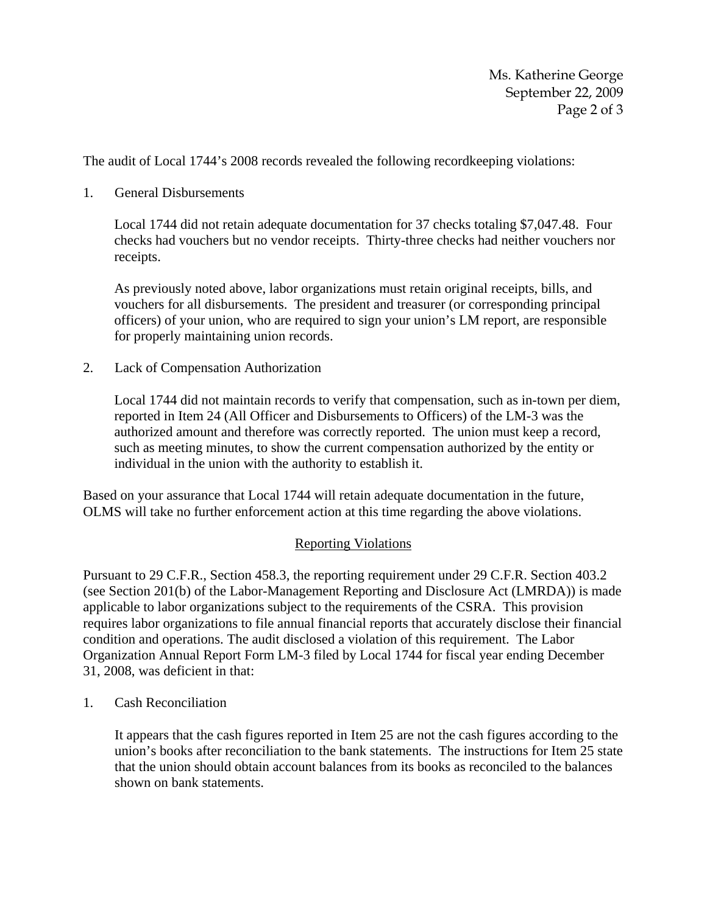The audit of Local 1744's 2008 records revealed the following recordkeeping violations:

1. General Disbursements

   Local 1744 did not retain adequate documentation for 37 checks totaling $7,047.48. Four checks had vouchers but no vendor receipts. Thirty-three checks had neither vouchers nor receipts.

   As previously noted above, labor organizations must retain original receipts, bills, and vouchers for all disbursements. The president and treasurer (or corresponding principal officers) of your union, who are required to sign your union's LM report, are responsible for properly maintaining union records.

2. Lack of Compensation Authorization

   Local 1744 did not maintain records to verify that compensation, such as in-town per diem, reported in Item 24 (All Officer and Disbursements to Officers) of the LM-3 was the authorized amount and therefore was correctly reported. The union must keep a record, such as meeting minutes, to show the current compensation authorized by the entity or individual in the union with the authority to establish it.

Based on your assurance that Local 1744 will retain adequate documentation in the future, OLMS will take no further enforcement action at this time regarding the above violations.

## Reporting Violations

Pursuant to 29 C.F.R., Section 458.3, the reporting requirement under 29 C.F.R. Section 403.2 (see Section 201(b) of the Labor-Management Reporting and Disclosure Act (LMRDA)) is made applicable to labor organizations subject to the requirements of the CSRA. This provision requires labor organizations to file annual financial reports that accurately disclose their financial condition and operations. The audit disclosed a violation of this requirement. The Labor Organization Annual Report Form LM-3 filed by Local 1744 for fiscal year ending December 31, 2008, was deficient in that:

1. Cash Reconciliation

   It appears that the cash figures reported in Item 25 are not the cash figures according to the union's books after reconciliation to the bank statements. The instructions for Item 25 state that the union should obtain account balances from its books as reconciled to the balances shown on bank statements.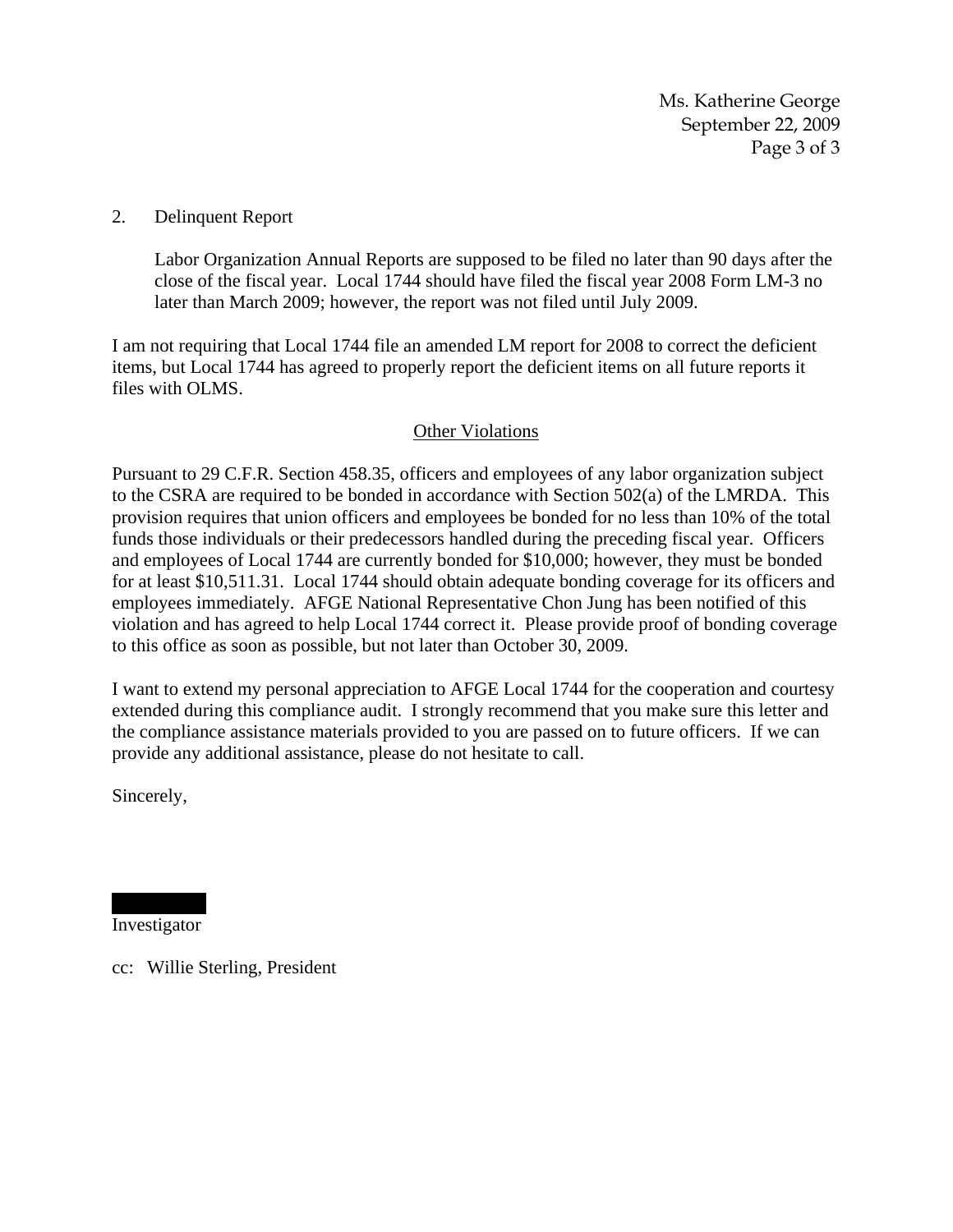2. Delinquent Report

   Labor Organization Annual Reports are supposed to be filed no later than 90 days after the close of the fiscal year. Local 1744 should have filed the fiscal year 2008 Form LM-3 no later than March 2009; however, the report was not filed until July 2009.

I am not requiring that Local 1744 file an amended LM report for 2008 to correct the deficient items, but Local 1744 has agreed to properly report the deficient items on all future reports it files with OLMS.

## Other Violations

Pursuant to 29 C.F.R. Section 458.35, officers and employees of any labor organization subject to the CSRA are required to be bonded in accordance with Section 502(a) of the LMRDA. This provision requires that union officers and employees be bonded for no less than 10% of the total funds those individuals or their predecessors handled during the preceding fiscal year. Officers and employees of Local 1744 are currently bonded for $10,000; however, they must be bonded for at least $10,511.31. Local 1744 should obtain adequate bonding coverage for its officers and employees immediately. AFGE National Representative Chon Jung has been notified of this violation and has agreed to help Local 1744 correct it. Please provide proof of bonding coverage to this office as soon as possible, but not later than October 30, 2009.

I want to extend my personal appreciation to AFGE Local 1744 for the cooperation and courtesy extended during this compliance audit. I strongly recommend that you make sure this letter and the compliance assistance materials provided to you are passed on to future officers. If we can provide any additional assistance, please do not hesitate to call.

Sincerely,

Investigator

cc: Willie Sterling, President